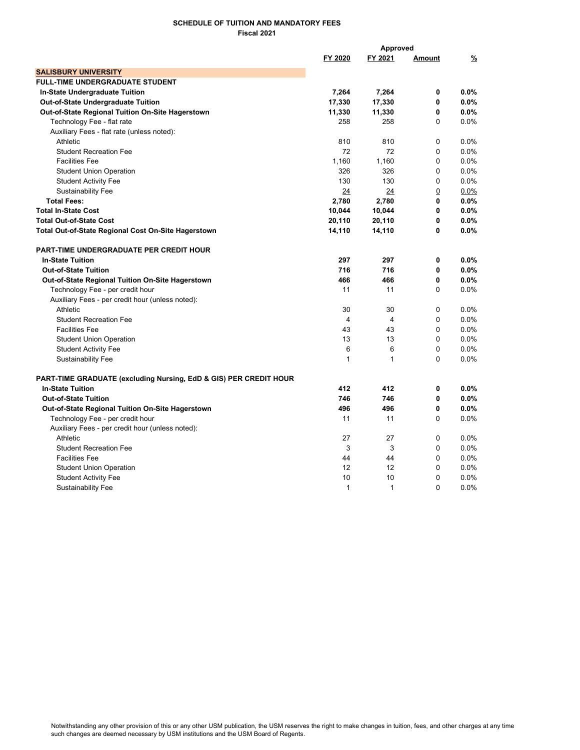**SCHEDULE OF TUITION AND MANDATORY FEES**
**Fiscal 2021**

| | FY 2020 | FY 2021 | Approved Amount | Approved % |
|---|---|---|---|---|
| **SALISBURY UNIVERSITY** | | | | |
| **FULL-TIME UNDERGRADUATE STUDENT** | | | | |
| **In-State Undergraduate Tuition** | **7,264** | **7,264** | **0** | **0.0%** |
| **Out-of-State Undergraduate Tuition** | **17,330** | **17,330** | **0** | **0.0%** |
| **Out-of-State Regional Tuition On-Site Hagerstown** | **11,330** | **11,330** | **0** | **0.0%** |
| Technology Fee - flat rate | 258 | 258 | 0 | 0.0% |
| Auxiliary Fees - flat rate (unless noted): | | | | |
| Athletic | 810 | 810 | 0 | 0.0% |
| Student Recreation Fee | 72 | 72 | 0 | 0.0% |
| Facilities Fee | 1,160 | 1,160 | 0 | 0.0% |
| Student Union Operation | 326 | 326 | 0 | 0.0% |
| Student Activity Fee | 130 | 130 | 0 | 0.0% |
| Sustainability Fee | 24 | 24 | 0 | 0.0% |
| **Total Fees:** | **2,780** | **2,780** | **0** | **0.0%** |
| **Total In-State Cost** | **10,044** | **10,044** | **0** | **0.0%** |
| **Total Out-of-State Cost** | **20,110** | **20,110** | **0** | **0.0%** |
| **Total Out-of-State Regional Cost On-Site Hagerstown** | **14,110** | **14,110** | **0** | **0.0%** |
| | | | | |
| **PART-TIME UNDERGRADUATE PER CREDIT HOUR** | | | | |
| **In-State Tuition** | **297** | **297** | **0** | **0.0%** |
| **Out-of-State Tuition** | **716** | **716** | **0** | **0.0%** |
| **Out-of-State Regional Tuition On-Site Hagerstown** | **466** | **466** | **0** | **0.0%** |
| Technology Fee - per credit hour | 11 | 11 | 0 | 0.0% |
| Auxiliary Fees - per credit hour (unless noted): | | | | |
| Athletic | 30 | 30 | 0 | 0.0% |
| Student Recreation Fee | 4 | 4 | 0 | 0.0% |
| Facilities Fee | 43 | 43 | 0 | 0.0% |
| Student Union Operation | 13 | 13 | 0 | 0.0% |
| Student Activity Fee | 6 | 6 | 0 | 0.0% |
| Sustainability Fee | 1 | 1 | 0 | 0.0% |
| | | | | |
| **PART-TIME GRADUATE (excluding Nursing, EdD & GIS) PER CREDIT HOUR** | | | | |
| **In-State Tuition** | **412** | **412** | **0** | **0.0%** |
| **Out-of-State Tuition** | **746** | **746** | **0** | **0.0%** |
| **Out-of-State Regional Tuition On-Site Hagerstown** | **496** | **496** | **0** | **0.0%** |
| Technology Fee - per credit hour | 11 | 11 | 0 | 0.0% |
| Auxiliary Fees - per credit hour (unless noted): | | | | |
| Athletic | 27 | 27 | 0 | 0.0% |
| Student Recreation Fee | 3 | 3 | 0 | 0.0% |
| Facilities Fee | 44 | 44 | 0 | 0.0% |
| Student Union Operation | 12 | 12 | 0 | 0.0% |
| Student Activity Fee | 10 | 10 | 0 | 0.0% |
| Sustainability Fee | 1 | 1 | 0 | 0.0% |

Notwithstanding any other provision of this or any other USM publication, the USM reserves the right to make changes in tuition, fees, and other charges at any time such changes are deemed necessary by USM institutions and the USM Board of Regents.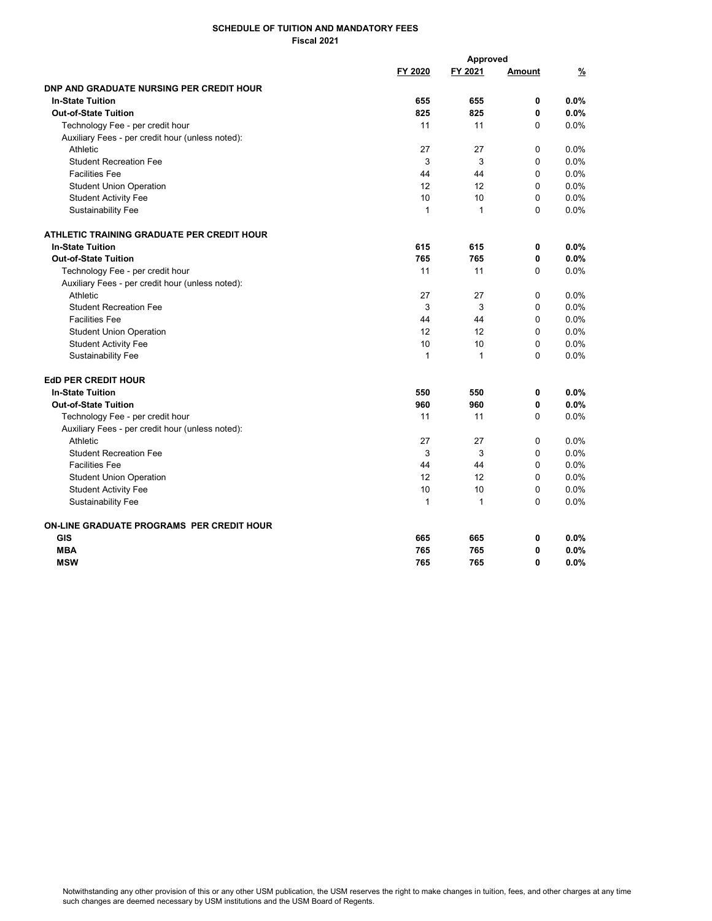**SCHEDULE OF TUITION AND MANDATORY FEES**
**Fiscal 2021**

| | | Approved | | |
|---|---|---|---|---|
| | FY 2020 | FY 2021 | Amount | % |
| **DNP AND GRADUATE NURSING PER CREDIT HOUR** | | | | |
| **In-State Tuition** | **655** | **655** | **0** | **0.0%** |
| **Out-of-State Tuition** | **825** | **825** | **0** | **0.0%** |
| Technology Fee - per credit hour | 11 | 11 | 0 | 0.0% |
| Auxiliary Fees - per credit hour (unless noted): | | | | |
| Athletic | 27 | 27 | 0 | 0.0% |
| Student Recreation Fee | 3 | 3 | 0 | 0.0% |
| Facilities Fee | 44 | 44 | 0 | 0.0% |
| Student Union Operation | 12 | 12 | 0 | 0.0% |
| Student Activity Fee | 10 | 10 | 0 | 0.0% |
| Sustainability Fee | 1 | 1 | 0 | 0.0% |
| **ATHLETIC TRAINING GRADUATE PER CREDIT HOUR** | | | | |
| **In-State Tuition** | **615** | **615** | **0** | **0.0%** |
| **Out-of-State Tuition** | **765** | **765** | **0** | **0.0%** |
| Technology Fee - per credit hour | 11 | 11 | 0 | 0.0% |
| Auxiliary Fees - per credit hour (unless noted): | | | | |
| Athletic | 27 | 27 | 0 | 0.0% |
| Student Recreation Fee | 3 | 3 | 0 | 0.0% |
| Facilities Fee | 44 | 44 | 0 | 0.0% |
| Student Union Operation | 12 | 12 | 0 | 0.0% |
| Student Activity Fee | 10 | 10 | 0 | 0.0% |
| Sustainability Fee | 1 | 1 | 0 | 0.0% |
| **EdD PER CREDIT HOUR** | | | | |
| **In-State Tuition** | **550** | **550** | **0** | **0.0%** |
| **Out-of-State Tuition** | **960** | **960** | **0** | **0.0%** |
| Technology Fee - per credit hour | 11 | 11 | 0 | 0.0% |
| Auxiliary Fees - per credit hour (unless noted): | | | | |
| Athletic | 27 | 27 | 0 | 0.0% |
| Student Recreation Fee | 3 | 3 | 0 | 0.0% |
| Facilities Fee | 44 | 44 | 0 | 0.0% |
| Student Union Operation | 12 | 12 | 0 | 0.0% |
| Student Activity Fee | 10 | 10 | 0 | 0.0% |
| Sustainability Fee | 1 | 1 | 0 | 0.0% |
| **ON-LINE GRADUATE PROGRAMS PER CREDIT HOUR** | | | | |
| **GIS** | **665** | **665** | **0** | **0.0%** |
| **MBA** | **765** | **765** | **0** | **0.0%** |
| **MSW** | **765** | **765** | **0** | **0.0%** |

Notwithstanding any other provision of this or any other USM publication, the USM reserves the right to make changes in tuition, fees, and other charges at any time such changes are deemed necessary by USM institutions and the USM Board of Regents.